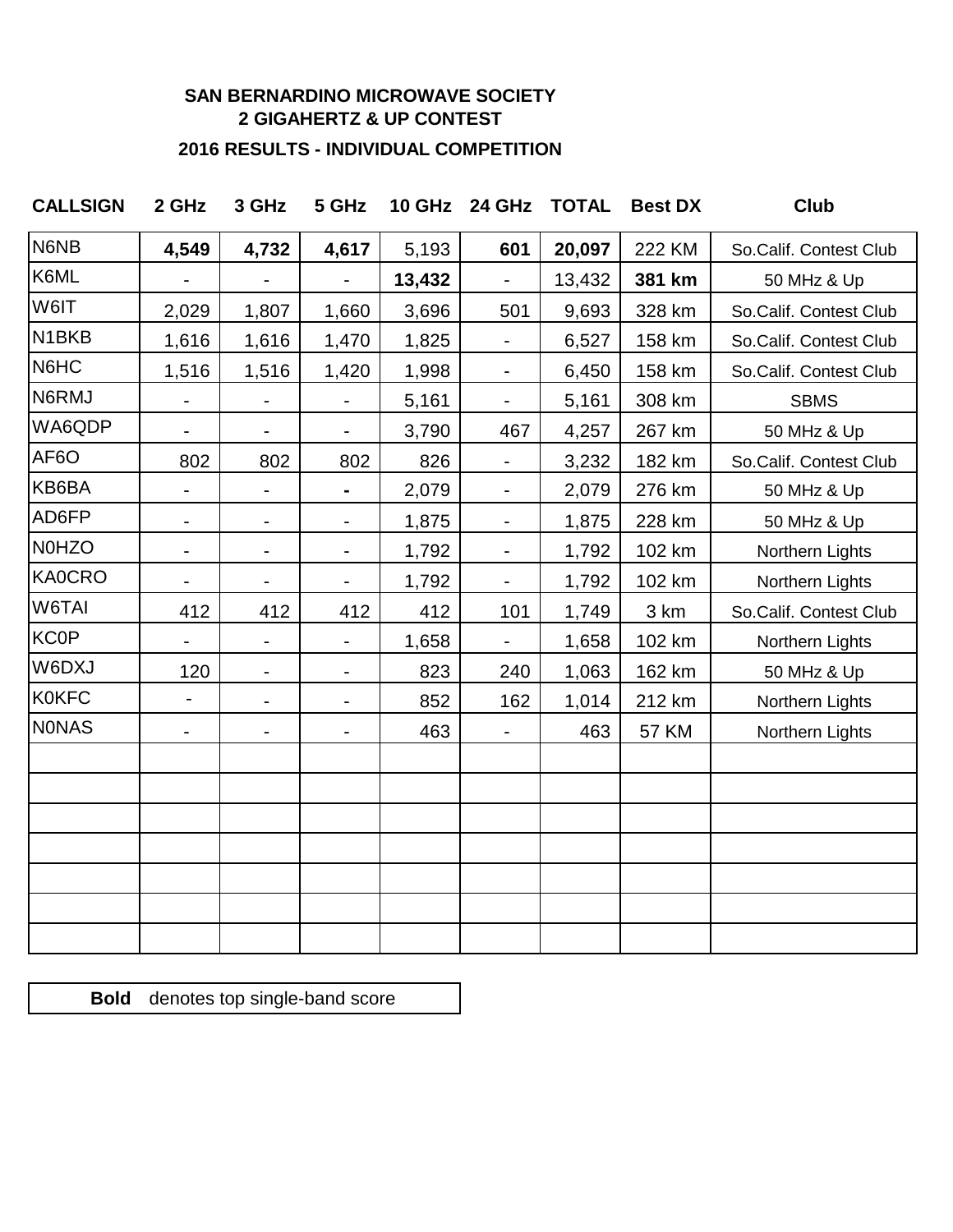# SAN BERNARDINO MICROWAVE SOCIETY
## 2 GIGAHERTZ & UP CONTEST
### 2016 RESULTS - INDIVIDUAL COMPETITION

| CALLSIGN | 2 GHz | 3 GHz | 5 GHz | 10 GHz | 24 GHz | TOTAL | Best DX | Club |
|---|---|---|---|---|---|---|---|---|
| N6NB | **4,549** | **4,732** | **4,617** | 5,193 | **601** | **20,097** | 222 KM | So.Calif. Contest Club |
| K6ML | - | - | - | **13,432** | - | 13,432 | **381 km** | 50 MHz & Up |
| W6IT | 2,029 | 1,807 | 1,660 | 3,696 | 501 | 9,693 | 328 km | So.Calif. Contest Club |
| N1BKB | 1,616 | 1,616 | 1,470 | 1,825 | - | 6,527 | 158 km | So.Calif. Contest Club |
| N6HC | 1,516 | 1,516 | 1,420 | 1,998 | - | 6,450 | 158 km | So.Calif. Contest Club |
| N6RMJ | - | - | - | 5,161 | - | 5,161 | 308 km | SBMS |
| WA6QDP | - | - | - | 3,790 | 467 | 4,257 | 267 km | 50 MHz & Up |
| AF6O | 802 | 802 | 802 | 826 | - | 3,232 | 182 km | So.Calif. Contest Club |
| KB6BA | - | - | **-** | 2,079 | - | 2,079 | 276 km | 50 MHz & Up |
| AD6FP | - | - | - | 1,875 | - | 1,875 | 228 km | 50 MHz & Up |
| N0HZO | - | - | - | 1,792 | - | 1,792 | 102 km | Northern Lights |
| KA0CRO | - | - | - | 1,792 | - | 1,792 | 102 km | Northern Lights |
| W6TAI | 412 | 412 | 412 | 412 | 101 | 1,749 | 3 km | So.Calif. Contest Club |
| KC0P | - | - | - | 1,658 | - | 1,658 | 102 km | Northern Lights |
| W6DXJ | 120 | - | - | 823 | 240 | 1,063 | 162 km | 50 MHz & Up |
| K0KFC | - | - | - | 852 | 162 | 1,014 | 212 km | Northern Lights |
| N0NAS | - | - | - | 463 | - | 463 | 57 KM | Northern Lights |
| | | | | | | | | |
| | | | | | | | | |
| | | | | | | | | |
| | | | | | | | | |
| | | | | | | | | |
| | | | | | | | | |
| | | | | | | | | |

**Bold** denotes top single-band score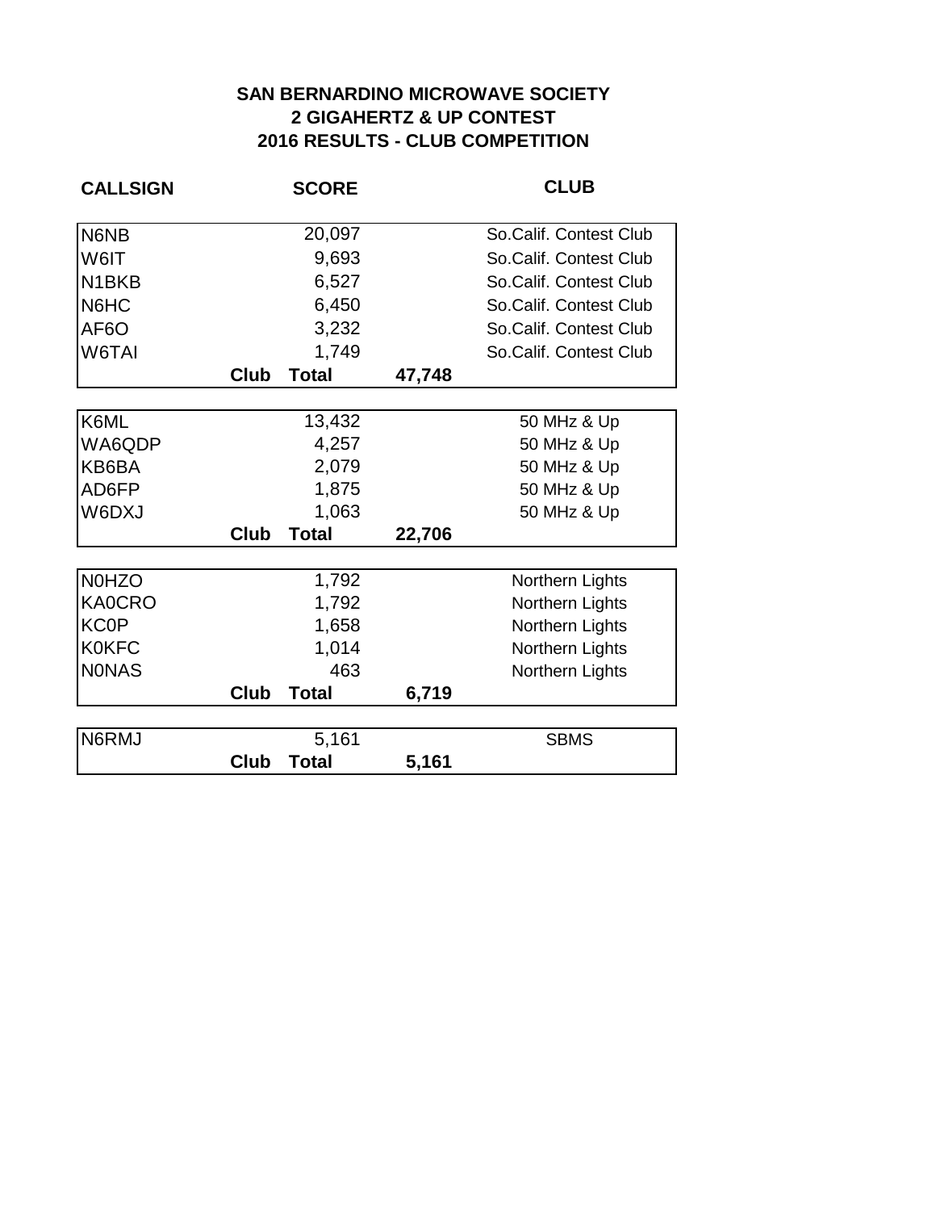# SAN BERNARDINO MICROWAVE SOCIETY
## 2 GIGAHERTZ & UP CONTEST
## 2016 RESULTS - CLUB COMPETITION

| CALLSIGN | | SCORE | | CLUB |
|---|---|---|---|---|
| N6NB | | 20,097 | | So.Calif. Contest Club |
| W6IT | | 9,693 | | So.Calif. Contest Club |
| N1BKB | | 6,527 | | So.Calif. Contest Club |
| N6HC | | 6,450 | | So.Calif. Contest Club |
| AF6O | | 3,232 | | So.Calif. Contest Club |
| W6TAI | | 1,749 | | So.Calif. Contest Club |
| | **Club** | **Total** | **47,748** | |
| K6ML | | 13,432 | | 50 MHz & Up |
| WA6QDP | | 4,257 | | 50 MHz & Up |
| KB6BA | | 2,079 | | 50 MHz & Up |
| AD6FP | | 1,875 | | 50 MHz & Up |
| W6DXJ | | 1,063 | | 50 MHz & Up |
| | **Club** | **Total** | **22,706** | |
| N0HZO | | 1,792 | | Northern Lights |
| KA0CRO | | 1,792 | | Northern Lights |
| KC0P | | 1,658 | | Northern Lights |
| K0KFC | | 1,014 | | Northern Lights |
| N0NAS | | 463 | | Northern Lights |
| | **Club** | **Total** | **6,719** | |
| N6RMJ | | 5,161 | | SBMS |
| | **Club** | **Total** | **5,161** | |